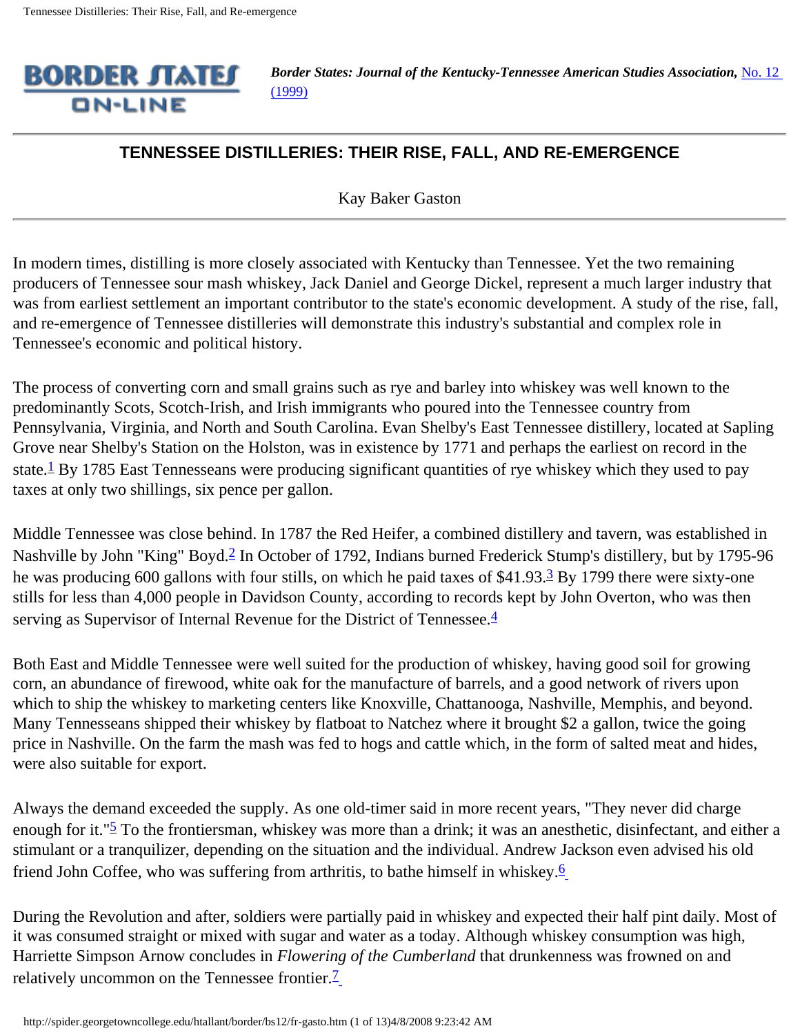*Border States: Journal of the Kentucky-Tennessee American Studies Association,* No. 12 (1999)

## TENNESSEE DISTILLERIES: THEIR RISE, FALL, AND RE-EMERGENCE

Kay Baker Gaston

In modern times, distilling is more closely associated with Kentucky than Tennessee. Yet the two remaining producers of Tennessee sour mash whiskey, Jack Daniel and George Dickel, represent a much larger industry that was from earliest settlement an important contributor to the state's economic development. A study of the rise, fall, and re-emergence of Tennessee distilleries will demonstrate this industry's substantial and complex role in Tennessee's economic and political history.

The process of converting corn and small grains such as rye and barley into whiskey was well known to the predominantly Scots, Scotch-Irish, and Irish immigrants who poured into the Tennessee country from Pennsylvania, Virginia, and North and South Carolina. Evan Shelby's East Tennessee distillery, located at Sapling Grove near Shelby's Station on the Holston, was in existence by 1771 and perhaps the earliest on record in the state.[1] By 1785 East Tennesseans were producing significant quantities of rye whiskey which they used to pay taxes at only two shillings, six pence per gallon.

Middle Tennessee was close behind. In 1787 the Red Heifer, a combined distillery and tavern, was established in Nashville by John "King" Boyd.[2] In October of 1792, Indians burned Frederick Stump's distillery, but by 1795-96 he was producing 600 gallons with four stills, on which he paid taxes of $41.93.[3] By 1799 there were sixty-one stills for less than 4,000 people in Davidson County, according to records kept by John Overton, who was then serving as Supervisor of Internal Revenue for the District of Tennessee.[4]

Both East and Middle Tennessee were well suited for the production of whiskey, having good soil for growing corn, an abundance of firewood, white oak for the manufacture of barrels, and a good network of rivers upon which to ship the whiskey to marketing centers like Knoxville, Chattanooga, Nashville, Memphis, and beyond. Many Tennesseans shipped their whiskey by flatboat to Natchez where it brought $2 a gallon, twice the going price in Nashville. On the farm the mash was fed to hogs and cattle which, in the form of salted meat and hides, were also suitable for export.

Always the demand exceeded the supply. As one old-timer said in more recent years, "They never did charge enough for it."[5] To the frontiersman, whiskey was more than a drink; it was an anesthetic, disinfectant, and either a stimulant or a tranquilizer, depending on the situation and the individual. Andrew Jackson even advised his old friend John Coffee, who was suffering from arthritis, to bathe himself in whiskey.[6]

During the Revolution and after, soldiers were partially paid in whiskey and expected their half pint daily. Most of it was consumed straight or mixed with sugar and water as a today. Although whiskey consumption was high, Harriette Simpson Arnow concludes in *Flowering of the Cumberland* that drunkenness was frowned on and relatively uncommon on the Tennessee frontier.[7]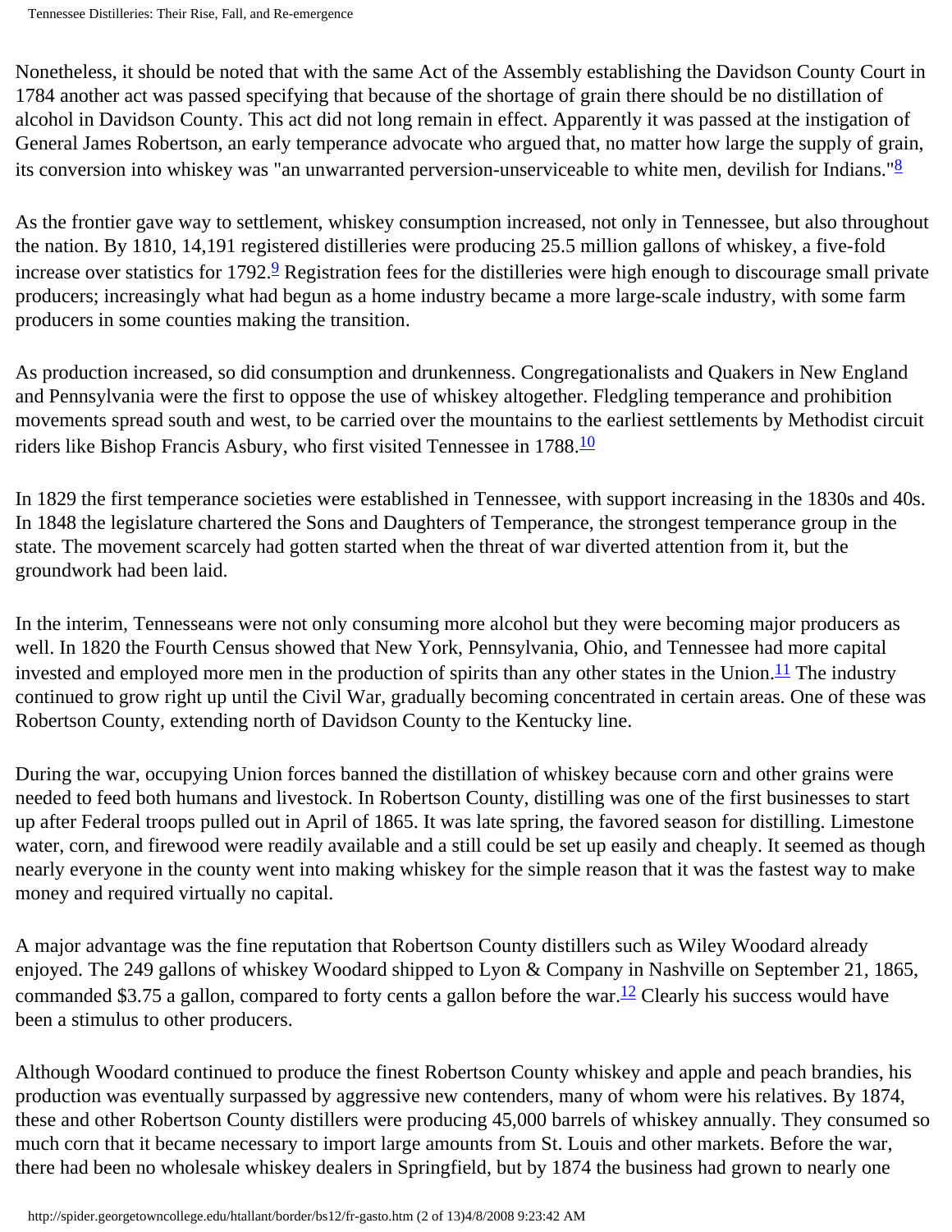Nonetheless, it should be noted that with the same Act of the Assembly establishing the Davidson County Court in 1784 another act was passed specifying that because of the shortage of grain there should be no distillation of alcohol in Davidson County. This act did not long remain in effect. Apparently it was passed at the instigation of General James Robertson, an early temperance advocate who argued that, no matter how large the supply of grain, its conversion into whiskey was "an unwarranted perversion-unserviceable to white men, devilish for Indians."[8]

As the frontier gave way to settlement, whiskey consumption increased, not only in Tennessee, but also throughout the nation. By 1810, 14,191 registered distilleries were producing 25.5 million gallons of whiskey, a five-fold increase over statistics for 1792.[9] Registration fees for the distilleries were high enough to discourage small private producers; increasingly what had begun as a home industry became a more large-scale industry, with some farm producers in some counties making the transition.

As production increased, so did consumption and drunkenness. Congregationalists and Quakers in New England and Pennsylvania were the first to oppose the use of whiskey altogether. Fledgling temperance and prohibition movements spread south and west, to be carried over the mountains to the earliest settlements by Methodist circuit riders like Bishop Francis Asbury, who first visited Tennessee in 1788.[10]

In 1829 the first temperance societies were established in Tennessee, with support increasing in the 1830s and 40s. In 1848 the legislature chartered the Sons and Daughters of Temperance, the strongest temperance group in the state. The movement scarcely had gotten started when the threat of war diverted attention from it, but the groundwork had been laid.

In the interim, Tennesseans were not only consuming more alcohol but they were becoming major producers as well. In 1820 the Fourth Census showed that New York, Pennsylvania, Ohio, and Tennessee had more capital invested and employed more men in the production of spirits than any other states in the Union.[11] The industry continued to grow right up until the Civil War, gradually becoming concentrated in certain areas. One of these was Robertson County, extending north of Davidson County to the Kentucky line.

During the war, occupying Union forces banned the distillation of whiskey because corn and other grains were needed to feed both humans and livestock. In Robertson County, distilling was one of the first businesses to start up after Federal troops pulled out in April of 1865. It was late spring, the favored season for distilling. Limestone water, corn, and firewood were readily available and a still could be set up easily and cheaply. It seemed as though nearly everyone in the county went into making whiskey for the simple reason that it was the fastest way to make money and required virtually no capital.

A major advantage was the fine reputation that Robertson County distillers such as Wiley Woodard already enjoyed. The 249 gallons of whiskey Woodard shipped to Lyon & Company in Nashville on September 21, 1865, commanded $3.75 a gallon, compared to forty cents a gallon before the war.[12] Clearly his success would have been a stimulus to other producers.

Although Woodard continued to produce the finest Robertson County whiskey and apple and peach brandies, his production was eventually surpassed by aggressive new contenders, many of whom were his relatives. By 1874, these and other Robertson County distillers were producing 45,000 barrels of whiskey annually. They consumed so much corn that it became necessary to import large amounts from St. Louis and other markets. Before the war, there had been no wholesale whiskey dealers in Springfield, but by 1874 the business had grown to nearly one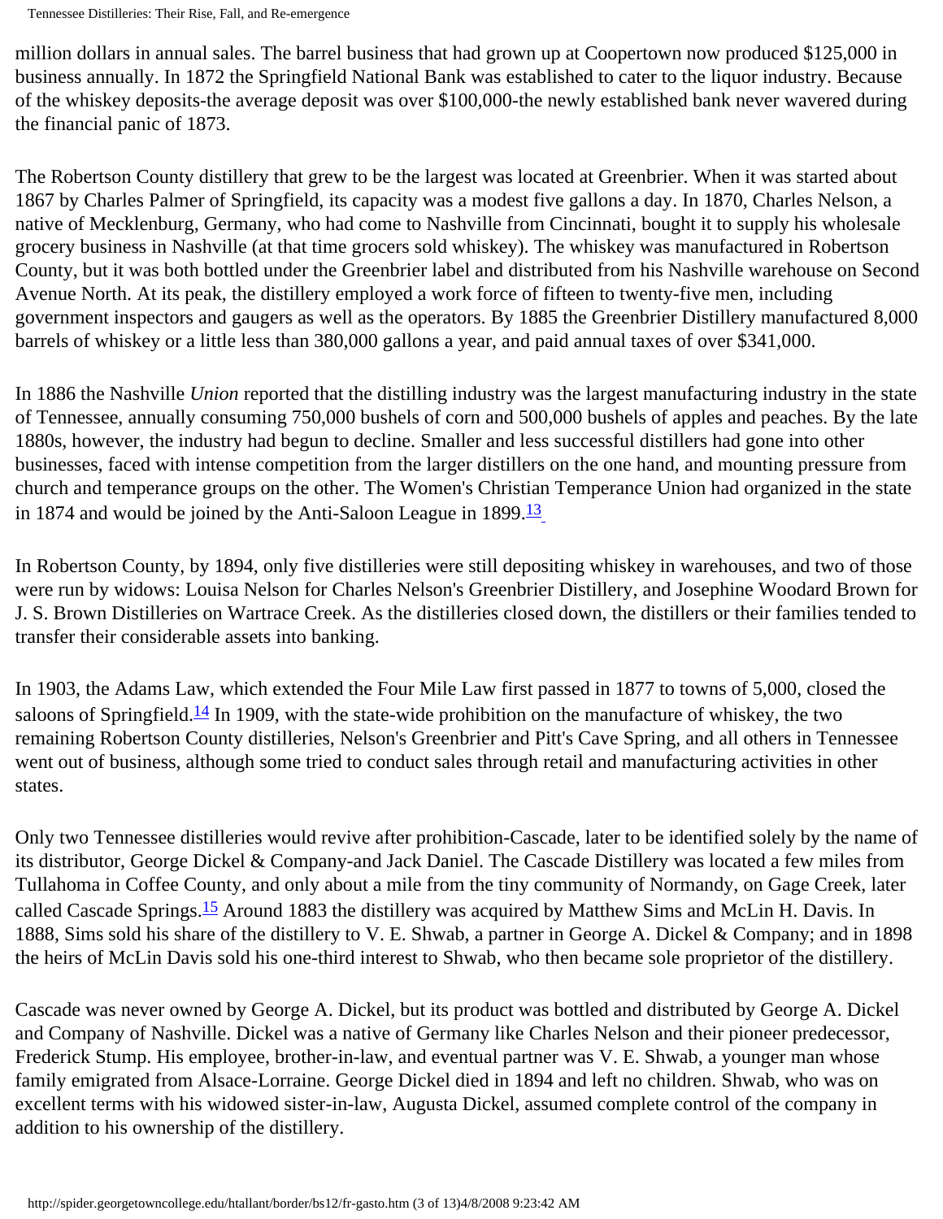million dollars in annual sales. The barrel business that had grown up at Coopertown now produced $125,000 in business annually. In 1872 the Springfield National Bank was established to cater to the liquor industry. Because of the whiskey deposits-the average deposit was over $100,000-the newly established bank never wavered during the financial panic of 1873.

The Robertson County distillery that grew to be the largest was located at Greenbrier. When it was started about 1867 by Charles Palmer of Springfield, its capacity was a modest five gallons a day. In 1870, Charles Nelson, a native of Mecklenburg, Germany, who had come to Nashville from Cincinnati, bought it to supply his wholesale grocery business in Nashville (at that time grocers sold whiskey). The whiskey was manufactured in Robertson County, but it was both bottled under the Greenbrier label and distributed from his Nashville warehouse on Second Avenue North. At its peak, the distillery employed a work force of fifteen to twenty-five men, including government inspectors and gaugers as well as the operators. By 1885 the Greenbrier Distillery manufactured 8,000 barrels of whiskey or a little less than 380,000 gallons a year, and paid annual taxes of over $341,000.

In 1886 the Nashville *Union* reported that the distilling industry was the largest manufacturing industry in the state of Tennessee, annually consuming 750,000 bushels of corn and 500,000 bushels of apples and peaches. By the late 1880s, however, the industry had begun to decline. Smaller and less successful distillers had gone into other businesses, faced with intense competition from the larger distillers on the one hand, and mounting pressure from church and temperance groups on the other. The Women's Christian Temperance Union had organized in the state in 1874 and would be joined by the Anti-Saloon League in 1899.[13]

In Robertson County, by 1894, only five distilleries were still depositing whiskey in warehouses, and two of those were run by widows: Louisa Nelson for Charles Nelson's Greenbrier Distillery, and Josephine Woodard Brown for J. S. Brown Distilleries on Wartrace Creek. As the distilleries closed down, the distillers or their families tended to transfer their considerable assets into banking.

In 1903, the Adams Law, which extended the Four Mile Law first passed in 1877 to towns of 5,000, closed the saloons of Springfield.[14] In 1909, with the state-wide prohibition on the manufacture of whiskey, the two remaining Robertson County distilleries, Nelson's Greenbrier and Pitt's Cave Spring, and all others in Tennessee went out of business, although some tried to conduct sales through retail and manufacturing activities in other states.

Only two Tennessee distilleries would revive after prohibition-Cascade, later to be identified solely by the name of its distributor, George Dickel & Company-and Jack Daniel. The Cascade Distillery was located a few miles from Tullahoma in Coffee County, and only about a mile from the tiny community of Normandy, on Gage Creek, later called Cascade Springs.[15] Around 1883 the distillery was acquired by Matthew Sims and McLin H. Davis. In 1888, Sims sold his share of the distillery to V. E. Shwab, a partner in George A. Dickel & Company; and in 1898 the heirs of McLin Davis sold his one-third interest to Shwab, who then became sole proprietor of the distillery.

Cascade was never owned by George A. Dickel, but its product was bottled and distributed by George A. Dickel and Company of Nashville. Dickel was a native of Germany like Charles Nelson and their pioneer predecessor, Frederick Stump. His employee, brother-in-law, and eventual partner was V. E. Shwab, a younger man whose family emigrated from Alsace-Lorraine. George Dickel died in 1894 and left no children. Shwab, who was on excellent terms with his widowed sister-in-law, Augusta Dickel, assumed complete control of the company in addition to his ownership of the distillery.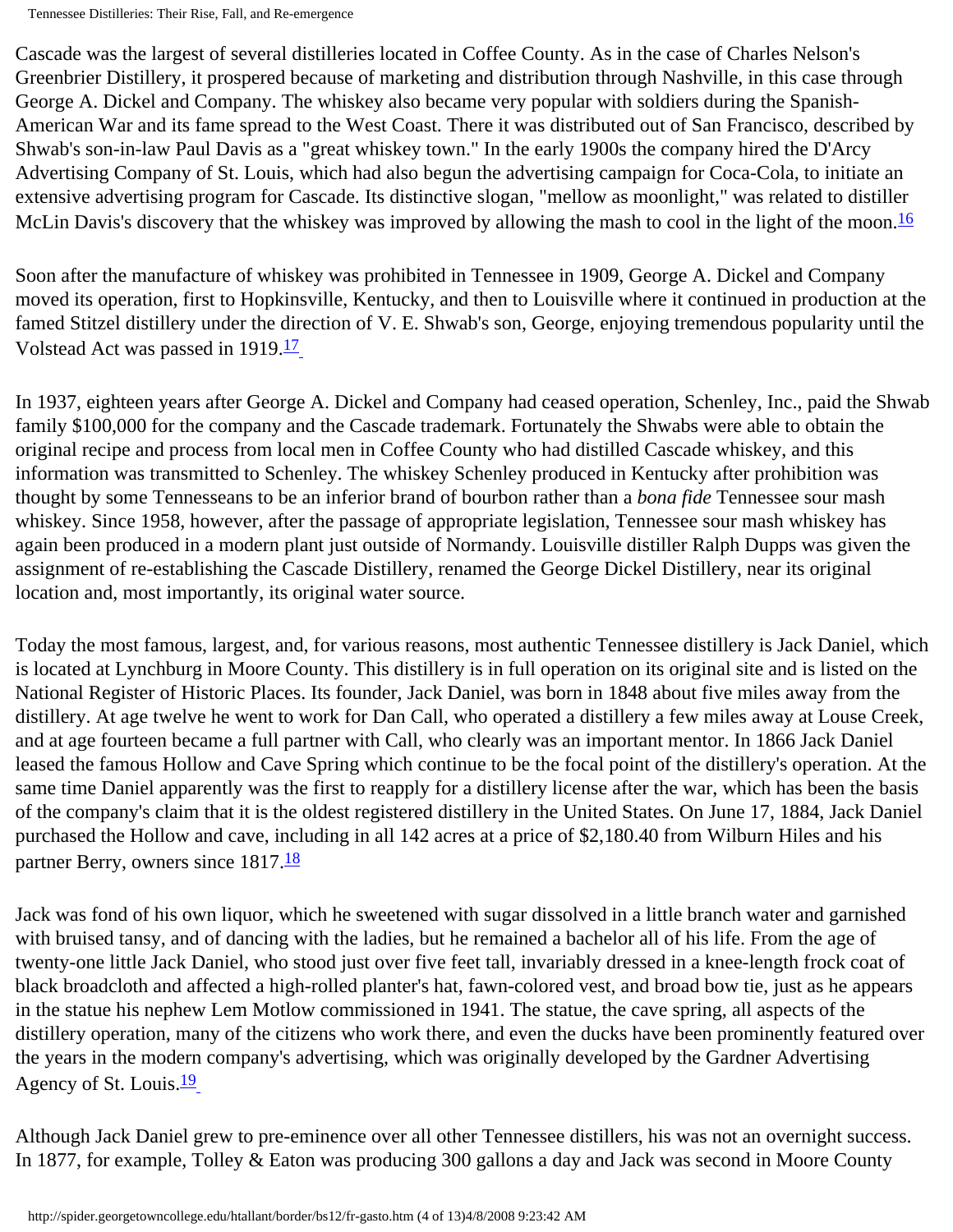Cascade was the largest of several distilleries located in Coffee County. As in the case of Charles Nelson's Greenbrier Distillery, it prospered because of marketing and distribution through Nashville, in this case through George A. Dickel and Company. The whiskey also became very popular with soldiers during the Spanish-American War and its fame spread to the West Coast. There it was distributed out of San Francisco, described by Shwab's son-in-law Paul Davis as a "great whiskey town." In the early 1900s the company hired the D'Arcy Advertising Company of St. Louis, which had also begun the advertising campaign for Coca-Cola, to initiate an extensive advertising program for Cascade. Its distinctive slogan, "mellow as moonlight," was related to distiller McLin Davis's discovery that the whiskey was improved by allowing the mash to cool in the light of the moon.[16]

Soon after the manufacture of whiskey was prohibited in Tennessee in 1909, George A. Dickel and Company moved its operation, first to Hopkinsville, Kentucky, and then to Louisville where it continued in production at the famed Stitzel distillery under the direction of V. E. Shwab's son, George, enjoying tremendous popularity until the Volstead Act was passed in 1919.[17]

In 1937, eighteen years after George A. Dickel and Company had ceased operation, Schenley, Inc., paid the Shwab family $100,000 for the company and the Cascade trademark. Fortunately the Shwabs were able to obtain the original recipe and process from local men in Coffee County who had distilled Cascade whiskey, and this information was transmitted to Schenley. The whiskey Schenley produced in Kentucky after prohibition was thought by some Tennesseans to be an inferior brand of bourbon rather than a *bona fide* Tennessee sour mash whiskey. Since 1958, however, after the passage of appropriate legislation, Tennessee sour mash whiskey has again been produced in a modern plant just outside of Normandy. Louisville distiller Ralph Dupps was given the assignment of re-establishing the Cascade Distillery, renamed the George Dickel Distillery, near its original location and, most importantly, its original water source.

Today the most famous, largest, and, for various reasons, most authentic Tennessee distillery is Jack Daniel, which is located at Lynchburg in Moore County. This distillery is in full operation on its original site and is listed on the National Register of Historic Places. Its founder, Jack Daniel, was born in 1848 about five miles away from the distillery. At age twelve he went to work for Dan Call, who operated a distillery a few miles away at Louse Creek, and at age fourteen became a full partner with Call, who clearly was an important mentor. In 1866 Jack Daniel leased the famous Hollow and Cave Spring which continue to be the focal point of the distillery's operation. At the same time Daniel apparently was the first to reapply for a distillery license after the war, which has been the basis of the company's claim that it is the oldest registered distillery in the United States. On June 17, 1884, Jack Daniel purchased the Hollow and cave, including in all 142 acres at a price of $2,180.40 from Wilburn Hiles and his partner Berry, owners since 1817.[18]

Jack was fond of his own liquor, which he sweetened with sugar dissolved in a little branch water and garnished with bruised tansy, and of dancing with the ladies, but he remained a bachelor all of his life. From the age of twenty-one little Jack Daniel, who stood just over five feet tall, invariably dressed in a knee-length frock coat of black broadcloth and affected a high-rolled planter's hat, fawn-colored vest, and broad bow tie, just as he appears in the statue his nephew Lem Motlow commissioned in 1941. The statue, the cave spring, all aspects of the distillery operation, many of the citizens who work there, and even the ducks have been prominently featured over the years in the modern company's advertising, which was originally developed by the Gardner Advertising Agency of St. Louis.[19]

Although Jack Daniel grew to pre-eminence over all other Tennessee distillers, his was not an overnight success. In 1877, for example, Tolley & Eaton was producing 300 gallons a day and Jack was second in Moore County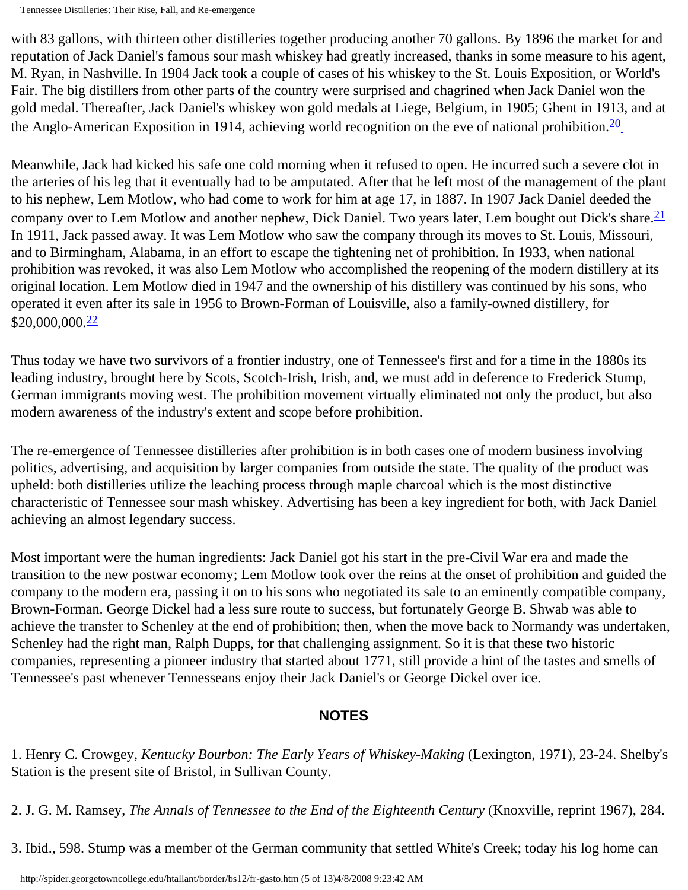with 83 gallons, with thirteen other distilleries together producing another 70 gallons. By 1896 the market for and reputation of Jack Daniel's famous sour mash whiskey had greatly increased, thanks in some measure to his agent, M. Ryan, in Nashville. In 1904 Jack took a couple of cases of his whiskey to the St. Louis Exposition, or World's Fair. The big distillers from other parts of the country were surprised and chagrined when Jack Daniel won the gold medal. Thereafter, Jack Daniel's whiskey won gold medals at Liege, Belgium, in 1905; Ghent in 1913, and at the Anglo-American Exposition in 1914, achieving world recognition on the eve of national prohibition.[20]

Meanwhile, Jack had kicked his safe one cold morning when it refused to open. He incurred such a severe clot in the arteries of his leg that it eventually had to be amputated. After that he left most of the management of the plant to his nephew, Lem Motlow, who had come to work for him at age 17, in 1887. In 1907 Jack Daniel deeded the company over to Lem Motlow and another nephew, Dick Daniel. Two years later, Lem bought out Dick's share.[21] In 1911, Jack passed away. It was Lem Motlow who saw the company through its moves to St. Louis, Missouri, and to Birmingham, Alabama, in an effort to escape the tightening net of prohibition. In 1933, when national prohibition was revoked, it was also Lem Motlow who accomplished the reopening of the modern distillery at its original location. Lem Motlow died in 1947 and the ownership of his distillery was continued by his sons, who operated it even after its sale in 1956 to Brown-Forman of Louisville, also a family-owned distillery, for $20,000,000.[22]

Thus today we have two survivors of a frontier industry, one of Tennessee's first and for a time in the 1880s its leading industry, brought here by Scots, Scotch-Irish, Irish, and, we must add in deference to Frederick Stump, German immigrants moving west. The prohibition movement virtually eliminated not only the product, but also modern awareness of the industry's extent and scope before prohibition.

The re-emergence of Tennessee distilleries after prohibition is in both cases one of modern business involving politics, advertising, and acquisition by larger companies from outside the state. The quality of the product was upheld: both distilleries utilize the leaching process through maple charcoal which is the most distinctive characteristic of Tennessee sour mash whiskey. Advertising has been a key ingredient for both, with Jack Daniel achieving an almost legendary success.

Most important were the human ingredients: Jack Daniel got his start in the pre-Civil War era and made the transition to the new postwar economy; Lem Motlow took over the reins at the onset of prohibition and guided the company to the modern era, passing it on to his sons who negotiated its sale to an eminently compatible company, Brown-Forman. George Dickel had a less sure route to success, but fortunately George B. Shwab was able to achieve the transfer to Schenley at the end of prohibition; then, when the move back to Normandy was undertaken, Schenley had the right man, Ralph Dupps, for that challenging assignment. So it is that these two historic companies, representing a pioneer industry that started about 1771, still provide a hint of the tastes and smells of Tennessee's past whenever Tennesseans enjoy their Jack Daniel's or George Dickel over ice.

## NOTES

1. Henry C. Crowgey, *Kentucky Bourbon: The Early Years of Whiskey-Making* (Lexington, 1971), 23-24. Shelby's Station is the present site of Bristol, in Sullivan County.

2. J. G. M. Ramsey, *The Annals of Tennessee to the End of the Eighteenth Century* (Knoxville, reprint 1967), 284.

3. Ibid., 598. Stump was a member of the German community that settled White's Creek; today his log home can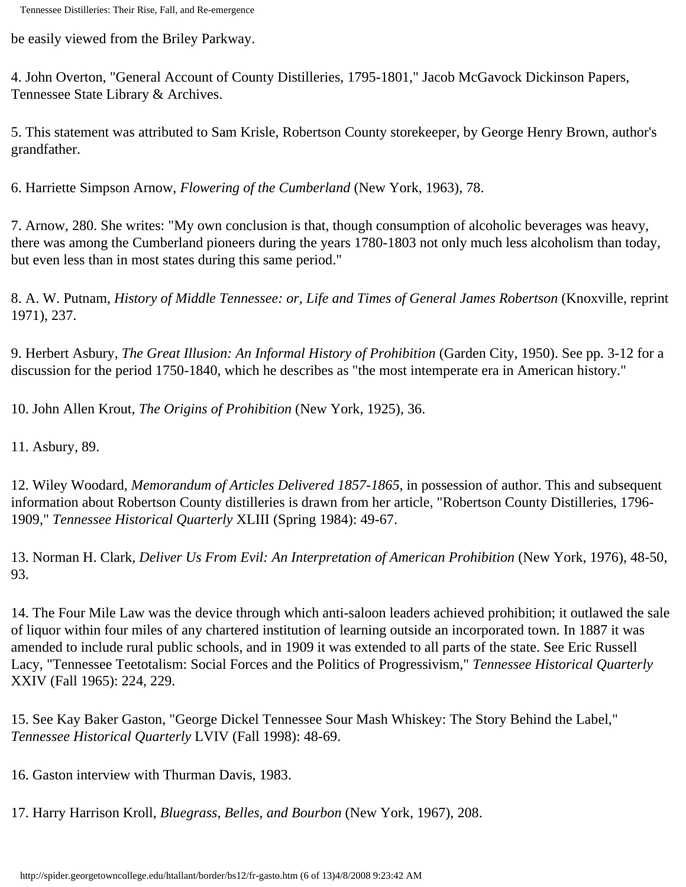be easily viewed from the Briley Parkway.

4. John Overton, "General Account of County Distilleries, 1795-1801," Jacob McGavock Dickinson Papers, Tennessee State Library & Archives.

5. This statement was attributed to Sam Krisle, Robertson County storekeeper, by George Henry Brown, author's grandfather.

6. Harriette Simpson Arnow, *Flowering of the Cumberland* (New York, 1963), 78.

7. Arnow, 280. She writes: "My own conclusion is that, though consumption of alcoholic beverages was heavy, there was among the Cumberland pioneers during the years 1780-1803 not only much less alcoholism than today, but even less than in most states during this same period."

8. A. W. Putnam, *History of Middle Tennessee: or, Life and Times of General James Robertson* (Knoxville, reprint 1971), 237.

9. Herbert Asbury, *The Great Illusion: An Informal History of Prohibition* (Garden City, 1950). See pp. 3-12 for a discussion for the period 1750-1840, which he describes as "the most intemperate era in American history."

10. John Allen Krout, *The Origins of Prohibition* (New York, 1925), 36.

11. Asbury, 89.

12. Wiley Woodard, *Memorandum of Articles Delivered 1857-1865*, in possession of author. This and subsequent information about Robertson County distilleries is drawn from her article, "Robertson County Distilleries, 1796-1909," *Tennessee Historical Quarterly* XLIII (Spring 1984): 49-67.

13. Norman H. Clark, *Deliver Us From Evil: An Interpretation of American Prohibition* (New York, 1976), 48-50, 93.

14. The Four Mile Law was the device through which anti-saloon leaders achieved prohibition; it outlawed the sale of liquor within four miles of any chartered institution of learning outside an incorporated town. In 1887 it was amended to include rural public schools, and in 1909 it was extended to all parts of the state. See Eric Russell Lacy, "Tennessee Teetotalism: Social Forces and the Politics of Progressivism," *Tennessee Historical Quarterly* XXIV (Fall 1965): 224, 229.

15. See Kay Baker Gaston, "George Dickel Tennessee Sour Mash Whiskey: The Story Behind the Label," *Tennessee Historical Quarterly* LVIV (Fall 1998): 48-69.

16. Gaston interview with Thurman Davis, 1983.

17. Harry Harrison Kroll, *Bluegrass, Belles, and Bourbon* (New York, 1967), 208.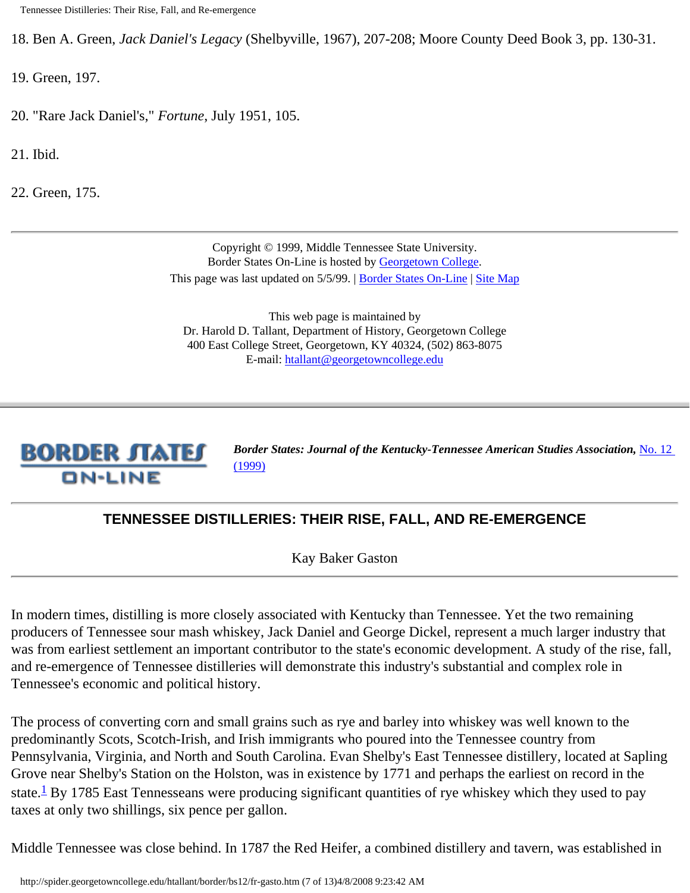18. Ben A. Green, *Jack Daniel's Legacy* (Shelbyville, 1967), 207-208; Moore County Deed Book 3, pp. 130-31.

19. Green, 197.

20. "Rare Jack Daniel's," *Fortune*, July 1951, 105.

21. Ibid.

22. Green, 175.

---

Copyright © 1999, Middle Tennessee State University.
Border States On-Line is hosted by Georgetown College.
This page was last updated on 5/5/99. | Border States On-Line | Site Map

This web page is maintained by
Dr. Harold D. Tallant, Department of History, Georgetown College
400 East College Street, Georgetown, KY 40324, (502) 863-8075
E-mail: htallant@georgetowncollege.edu

---

BORDER STATES ON-LINE

***Border States: Journal of the Kentucky-Tennessee American Studies Association,*** No. 12 (1999)

---

# TENNESSEE DISTILLERIES: THEIR RISE, FALL, AND RE-EMERGENCE

Kay Baker Gaston

---

In modern times, distilling is more closely associated with Kentucky than Tennessee. Yet the two remaining producers of Tennessee sour mash whiskey, Jack Daniel and George Dickel, represent a much larger industry that was from earliest settlement an important contributor to the state's economic development. A study of the rise, fall, and re-emergence of Tennessee distilleries will demonstrate this industry's substantial and complex role in Tennessee's economic and political history.

The process of converting corn and small grains such as rye and barley into whiskey was well known to the predominantly Scots, Scotch-Irish, and Irish immigrants who poured into the Tennessee country from Pennsylvania, Virginia, and North and South Carolina. Evan Shelby's East Tennessee distillery, located at Sapling Grove near Shelby's Station on the Holston, was in existence by 1771 and perhaps the earliest on record in the state.[1] By 1785 East Tennesseans were producing significant quantities of rye whiskey which they used to pay taxes at only two shillings, six pence per gallon.

Middle Tennessee was close behind. In 1787 the Red Heifer, a combined distillery and tavern, was established in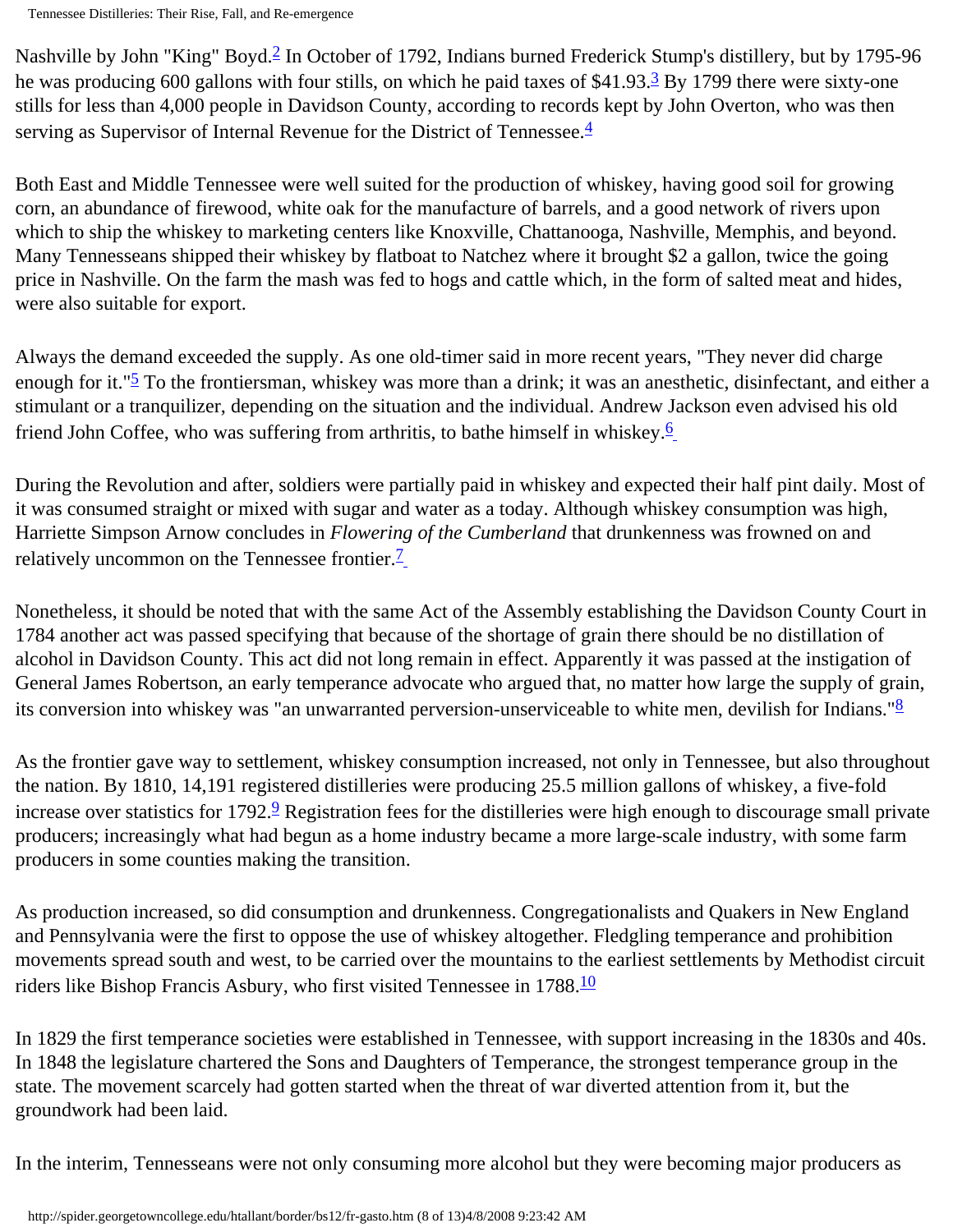Nashville by John "King" Boyd.[2] In October of 1792, Indians burned Frederick Stump's distillery, but by 1795-96 he was producing 600 gallons with four stills, on which he paid taxes of $41.93.[3] By 1799 there were sixty-one stills for less than 4,000 people in Davidson County, according to records kept by John Overton, who was then serving as Supervisor of Internal Revenue for the District of Tennessee.[4]

Both East and Middle Tennessee were well suited for the production of whiskey, having good soil for growing corn, an abundance of firewood, white oak for the manufacture of barrels, and a good network of rivers upon which to ship the whiskey to marketing centers like Knoxville, Chattanooga, Nashville, Memphis, and beyond. Many Tennesseans shipped their whiskey by flatboat to Natchez where it brought $2 a gallon, twice the going price in Nashville. On the farm the mash was fed to hogs and cattle which, in the form of salted meat and hides, were also suitable for export.

Always the demand exceeded the supply. As one old-timer said in more recent years, "They never did charge enough for it."[5] To the frontiersman, whiskey was more than a drink; it was an anesthetic, disinfectant, and either a stimulant or a tranquilizer, depending on the situation and the individual. Andrew Jackson even advised his old friend John Coffee, who was suffering from arthritis, to bathe himself in whiskey.[6]

During the Revolution and after, soldiers were partially paid in whiskey and expected their half pint daily. Most of it was consumed straight or mixed with sugar and water as a today. Although whiskey consumption was high, Harriette Simpson Arnow concludes in *Flowering of the Cumberland* that drunkenness was frowned on and relatively uncommon on the Tennessee frontier.[7]

Nonetheless, it should be noted that with the same Act of the Assembly establishing the Davidson County Court in 1784 another act was passed specifying that because of the shortage of grain there should be no distillation of alcohol in Davidson County. This act did not long remain in effect. Apparently it was passed at the instigation of General James Robertson, an early temperance advocate who argued that, no matter how large the supply of grain, its conversion into whiskey was "an unwarranted perversion-unserviceable to white men, devilish for Indians."[8]

As the frontier gave way to settlement, whiskey consumption increased, not only in Tennessee, but also throughout the nation. By 1810, 14,191 registered distilleries were producing 25.5 million gallons of whiskey, a five-fold increase over statistics for 1792.[9] Registration fees for the distilleries were high enough to discourage small private producers; increasingly what had begun as a home industry became a more large-scale industry, with some farm producers in some counties making the transition.

As production increased, so did consumption and drunkenness. Congregationalists and Quakers in New England and Pennsylvania were the first to oppose the use of whiskey altogether. Fledgling temperance and prohibition movements spread south and west, to be carried over the mountains to the earliest settlements by Methodist circuit riders like Bishop Francis Asbury, who first visited Tennessee in 1788.[10]

In 1829 the first temperance societies were established in Tennessee, with support increasing in the 1830s and 40s. In 1848 the legislature chartered the Sons and Daughters of Temperance, the strongest temperance group in the state. The movement scarcely had gotten started when the threat of war diverted attention from it, but the groundwork had been laid.

In the interim, Tennesseans were not only consuming more alcohol but they were becoming major producers as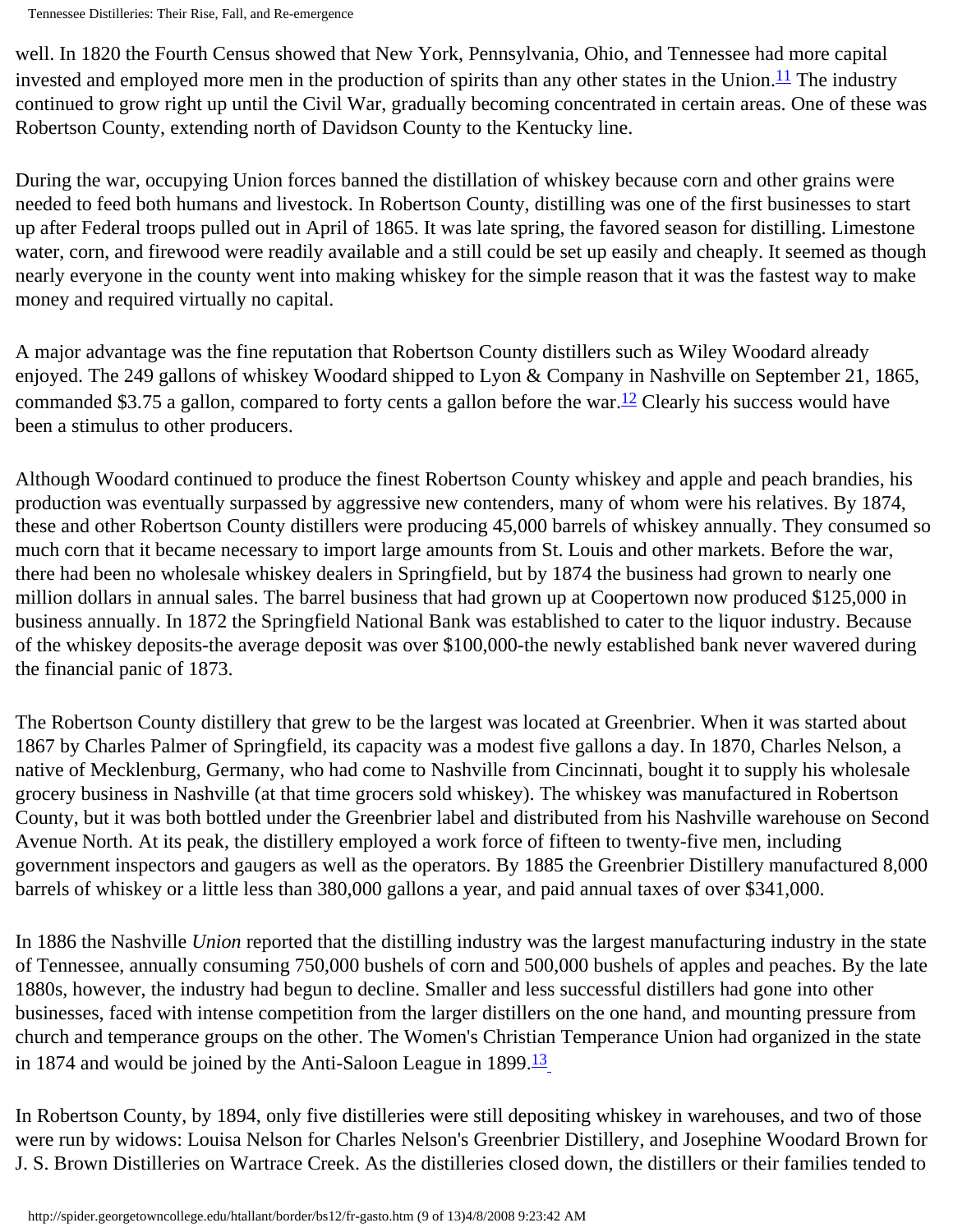well. In 1820 the Fourth Census showed that New York, Pennsylvania, Ohio, and Tennessee had more capital invested and employed more men in the production of spirits than any other states in the Union.[11] The industry continued to grow right up until the Civil War, gradually becoming concentrated in certain areas. One of these was Robertson County, extending north of Davidson County to the Kentucky line.

During the war, occupying Union forces banned the distillation of whiskey because corn and other grains were needed to feed both humans and livestock. In Robertson County, distilling was one of the first businesses to start up after Federal troops pulled out in April of 1865. It was late spring, the favored season for distilling. Limestone water, corn, and firewood were readily available and a still could be set up easily and cheaply. It seemed as though nearly everyone in the county went into making whiskey for the simple reason that it was the fastest way to make money and required virtually no capital.

A major advantage was the fine reputation that Robertson County distillers such as Wiley Woodard already enjoyed. The 249 gallons of whiskey Woodard shipped to Lyon & Company in Nashville on September 21, 1865, commanded $3.75 a gallon, compared to forty cents a gallon before the war.[12] Clearly his success would have been a stimulus to other producers.

Although Woodard continued to produce the finest Robertson County whiskey and apple and peach brandies, his production was eventually surpassed by aggressive new contenders, many of whom were his relatives. By 1874, these and other Robertson County distillers were producing 45,000 barrels of whiskey annually. They consumed so much corn that it became necessary to import large amounts from St. Louis and other markets. Before the war, there had been no wholesale whiskey dealers in Springfield, but by 1874 the business had grown to nearly one million dollars in annual sales. The barrel business that had grown up at Coopertown now produced $125,000 in business annually. In 1872 the Springfield National Bank was established to cater to the liquor industry. Because of the whiskey deposits-the average deposit was over $100,000-the newly established bank never wavered during the financial panic of 1873.

The Robertson County distillery that grew to be the largest was located at Greenbrier. When it was started about 1867 by Charles Palmer of Springfield, its capacity was a modest five gallons a day. In 1870, Charles Nelson, a native of Mecklenburg, Germany, who had come to Nashville from Cincinnati, bought it to supply his wholesale grocery business in Nashville (at that time grocers sold whiskey). The whiskey was manufactured in Robertson County, but it was both bottled under the Greenbrier label and distributed from his Nashville warehouse on Second Avenue North. At its peak, the distillery employed a work force of fifteen to twenty-five men, including government inspectors and gaugers as well as the operators. By 1885 the Greenbrier Distillery manufactured 8,000 barrels of whiskey or a little less than 380,000 gallons a year, and paid annual taxes of over $341,000.

In 1886 the Nashville *Union* reported that the distilling industry was the largest manufacturing industry in the state of Tennessee, annually consuming 750,000 bushels of corn and 500,000 bushels of apples and peaches. By the late 1880s, however, the industry had begun to decline. Smaller and less successful distillers had gone into other businesses, faced with intense competition from the larger distillers on the one hand, and mounting pressure from church and temperance groups on the other. The Women's Christian Temperance Union had organized in the state in 1874 and would be joined by the Anti-Saloon League in 1899.[13]

In Robertson County, by 1894, only five distilleries were still depositing whiskey in warehouses, and two of those were run by widows: Louisa Nelson for Charles Nelson's Greenbrier Distillery, and Josephine Woodard Brown for J. S. Brown Distilleries on Wartrace Creek. As the distilleries closed down, the distillers or their families tended to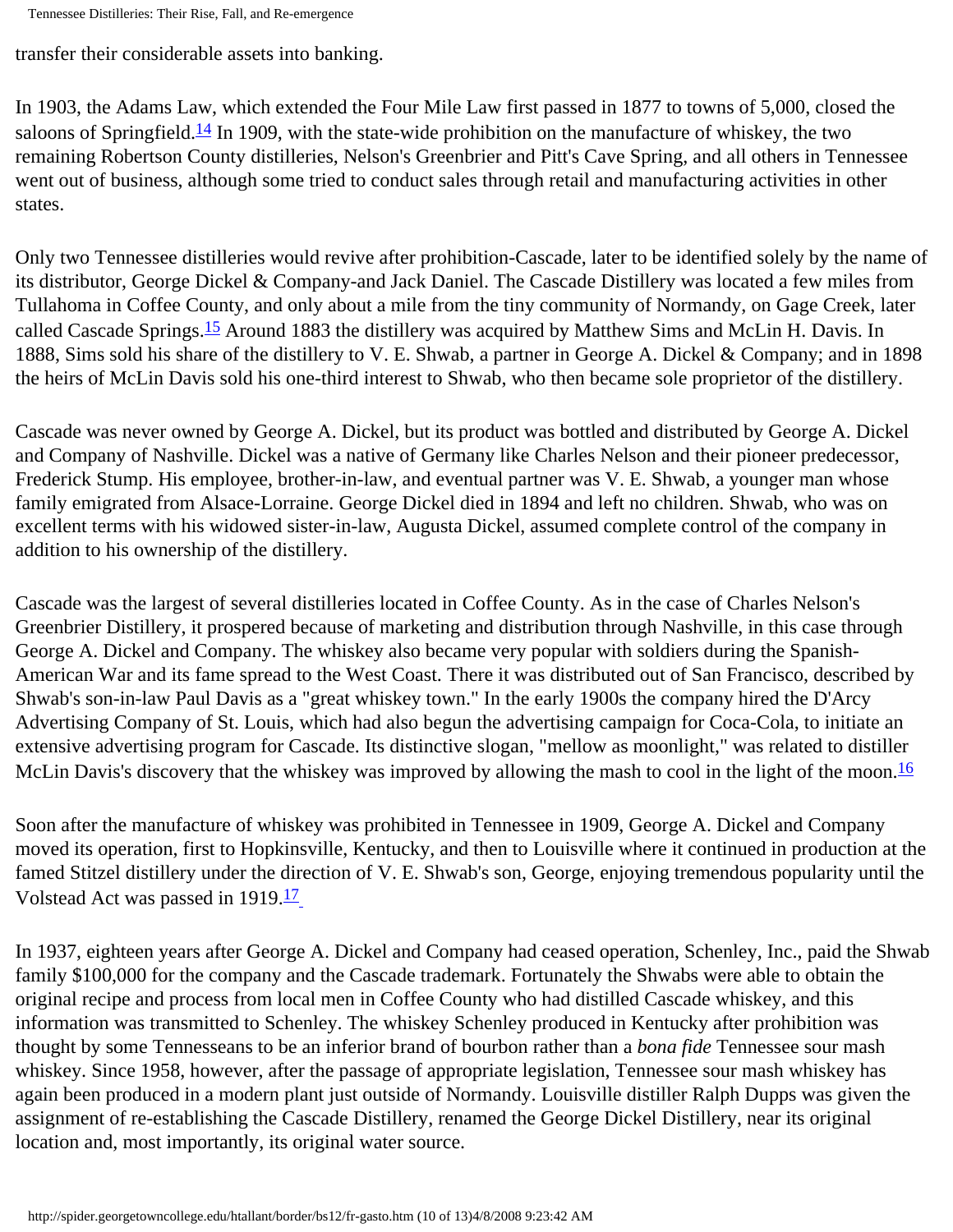transfer their considerable assets into banking.

In 1903, the Adams Law, which extended the Four Mile Law first passed in 1877 to towns of 5,000, closed the saloons of Springfield.[14] In 1909, with the state-wide prohibition on the manufacture of whiskey, the two remaining Robertson County distilleries, Nelson's Greenbrier and Pitt's Cave Spring, and all others in Tennessee went out of business, although some tried to conduct sales through retail and manufacturing activities in other states.

Only two Tennessee distilleries would revive after prohibition-Cascade, later to be identified solely by the name of its distributor, George Dickel & Company-and Jack Daniel. The Cascade Distillery was located a few miles from Tullahoma in Coffee County, and only about a mile from the tiny community of Normandy, on Gage Creek, later called Cascade Springs.[15] Around 1883 the distillery was acquired by Matthew Sims and McLin H. Davis. In 1888, Sims sold his share of the distillery to V. E. Shwab, a partner in George A. Dickel & Company; and in 1898 the heirs of McLin Davis sold his one-third interest to Shwab, who then became sole proprietor of the distillery.

Cascade was never owned by George A. Dickel, but its product was bottled and distributed by George A. Dickel and Company of Nashville. Dickel was a native of Germany like Charles Nelson and their pioneer predecessor, Frederick Stump. His employee, brother-in-law, and eventual partner was V. E. Shwab, a younger man whose family emigrated from Alsace-Lorraine. George Dickel died in 1894 and left no children. Shwab, who was on excellent terms with his widowed sister-in-law, Augusta Dickel, assumed complete control of the company in addition to his ownership of the distillery.

Cascade was the largest of several distilleries located in Coffee County. As in the case of Charles Nelson's Greenbrier Distillery, it prospered because of marketing and distribution through Nashville, in this case through George A. Dickel and Company. The whiskey also became very popular with soldiers during the Spanish-American War and its fame spread to the West Coast. There it was distributed out of San Francisco, described by Shwab's son-in-law Paul Davis as a "great whiskey town." In the early 1900s the company hired the D'Arcy Advertising Company of St. Louis, which had also begun the advertising campaign for Coca-Cola, to initiate an extensive advertising program for Cascade. Its distinctive slogan, "mellow as moonlight," was related to distiller McLin Davis's discovery that the whiskey was improved by allowing the mash to cool in the light of the moon.[16]

Soon after the manufacture of whiskey was prohibited in Tennessee in 1909, George A. Dickel and Company moved its operation, first to Hopkinsville, Kentucky, and then to Louisville where it continued in production at the famed Stitzel distillery under the direction of V. E. Shwab's son, George, enjoying tremendous popularity until the Volstead Act was passed in 1919.[17]

In 1937, eighteen years after George A. Dickel and Company had ceased operation, Schenley, Inc., paid the Shwab family $100,000 for the company and the Cascade trademark. Fortunately the Shwabs were able to obtain the original recipe and process from local men in Coffee County who had distilled Cascade whiskey, and this information was transmitted to Schenley. The whiskey Schenley produced in Kentucky after prohibition was thought by some Tennesseans to be an inferior brand of bourbon rather than a *bona fide* Tennessee sour mash whiskey. Since 1958, however, after the passage of appropriate legislation, Tennessee sour mash whiskey has again been produced in a modern plant just outside of Normandy. Louisville distiller Ralph Dupps was given the assignment of re-establishing the Cascade Distillery, renamed the George Dickel Distillery, near its original location and, most importantly, its original water source.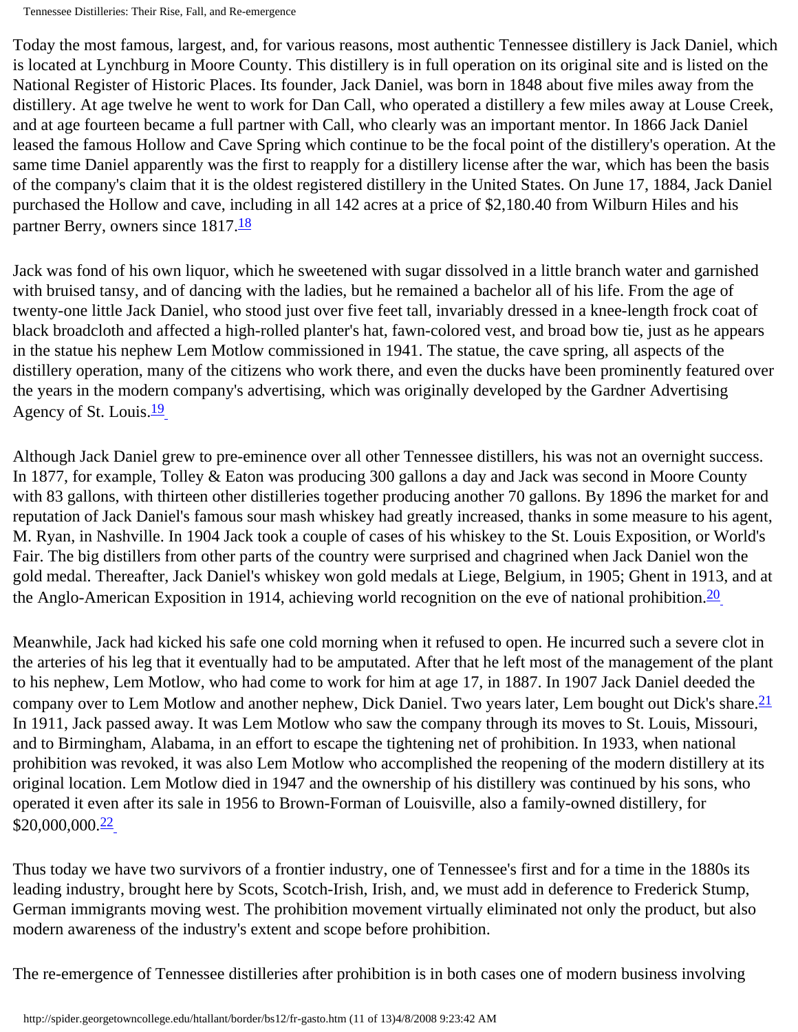Today the most famous, largest, and, for various reasons, most authentic Tennessee distillery is Jack Daniel, which is located at Lynchburg in Moore County. This distillery is in full operation on its original site and is listed on the National Register of Historic Places. Its founder, Jack Daniel, was born in 1848 about five miles away from the distillery. At age twelve he went to work for Dan Call, who operated a distillery a few miles away at Louse Creek, and at age fourteen became a full partner with Call, who clearly was an important mentor. In 1866 Jack Daniel leased the famous Hollow and Cave Spring which continue to be the focal point of the distillery's operation. At the same time Daniel apparently was the first to reapply for a distillery license after the war, which has been the basis of the company's claim that it is the oldest registered distillery in the United States. On June 17, 1884, Jack Daniel purchased the Hollow and cave, including in all 142 acres at a price of $2,180.40 from Wilburn Hiles and his partner Berry, owners since 1817.[18]

Jack was fond of his own liquor, which he sweetened with sugar dissolved in a little branch water and garnished with bruised tansy, and of dancing with the ladies, but he remained a bachelor all of his life. From the age of twenty-one little Jack Daniel, who stood just over five feet tall, invariably dressed in a knee-length frock coat of black broadcloth and affected a high-rolled planter's hat, fawn-colored vest, and broad bow tie, just as he appears in the statue his nephew Lem Motlow commissioned in 1941. The statue, the cave spring, all aspects of the distillery operation, many of the citizens who work there, and even the ducks have been prominently featured over the years in the modern company's advertising, which was originally developed by the Gardner Advertising Agency of St. Louis.[19]

Although Jack Daniel grew to pre-eminence over all other Tennessee distillers, his was not an overnight success. In 1877, for example, Tolley & Eaton was producing 300 gallons a day and Jack was second in Moore County with 83 gallons, with thirteen other distilleries together producing another 70 gallons. By 1896 the market for and reputation of Jack Daniel's famous sour mash whiskey had greatly increased, thanks in some measure to his agent, M. Ryan, in Nashville. In 1904 Jack took a couple of cases of his whiskey to the St. Louis Exposition, or World's Fair. The big distillers from other parts of the country were surprised and chagrined when Jack Daniel won the gold medal. Thereafter, Jack Daniel's whiskey won gold medals at Liege, Belgium, in 1905; Ghent in 1913, and at the Anglo-American Exposition in 1914, achieving world recognition on the eve of national prohibition.[20]

Meanwhile, Jack had kicked his safe one cold morning when it refused to open. He incurred such a severe clot in the arteries of his leg that it eventually had to be amputated. After that he left most of the management of the plant to his nephew, Lem Motlow, who had come to work for him at age 17, in 1887. In 1907 Jack Daniel deeded the company over to Lem Motlow and another nephew, Dick Daniel. Two years later, Lem bought out Dick's share.[21] In 1911, Jack passed away. It was Lem Motlow who saw the company through its moves to St. Louis, Missouri, and to Birmingham, Alabama, in an effort to escape the tightening net of prohibition. In 1933, when national prohibition was revoked, it was also Lem Motlow who accomplished the reopening of the modern distillery at its original location. Lem Motlow died in 1947 and the ownership of his distillery was continued by his sons, who operated it even after its sale in 1956 to Brown-Forman of Louisville, also a family-owned distillery, for $20,000,000.[22]

Thus today we have two survivors of a frontier industry, one of Tennessee's first and for a time in the 1880s its leading industry, brought here by Scots, Scotch-Irish, Irish, and, we must add in deference to Frederick Stump, German immigrants moving west. The prohibition movement virtually eliminated not only the product, but also modern awareness of the industry's extent and scope before prohibition.

The re-emergence of Tennessee distilleries after prohibition is in both cases one of modern business involving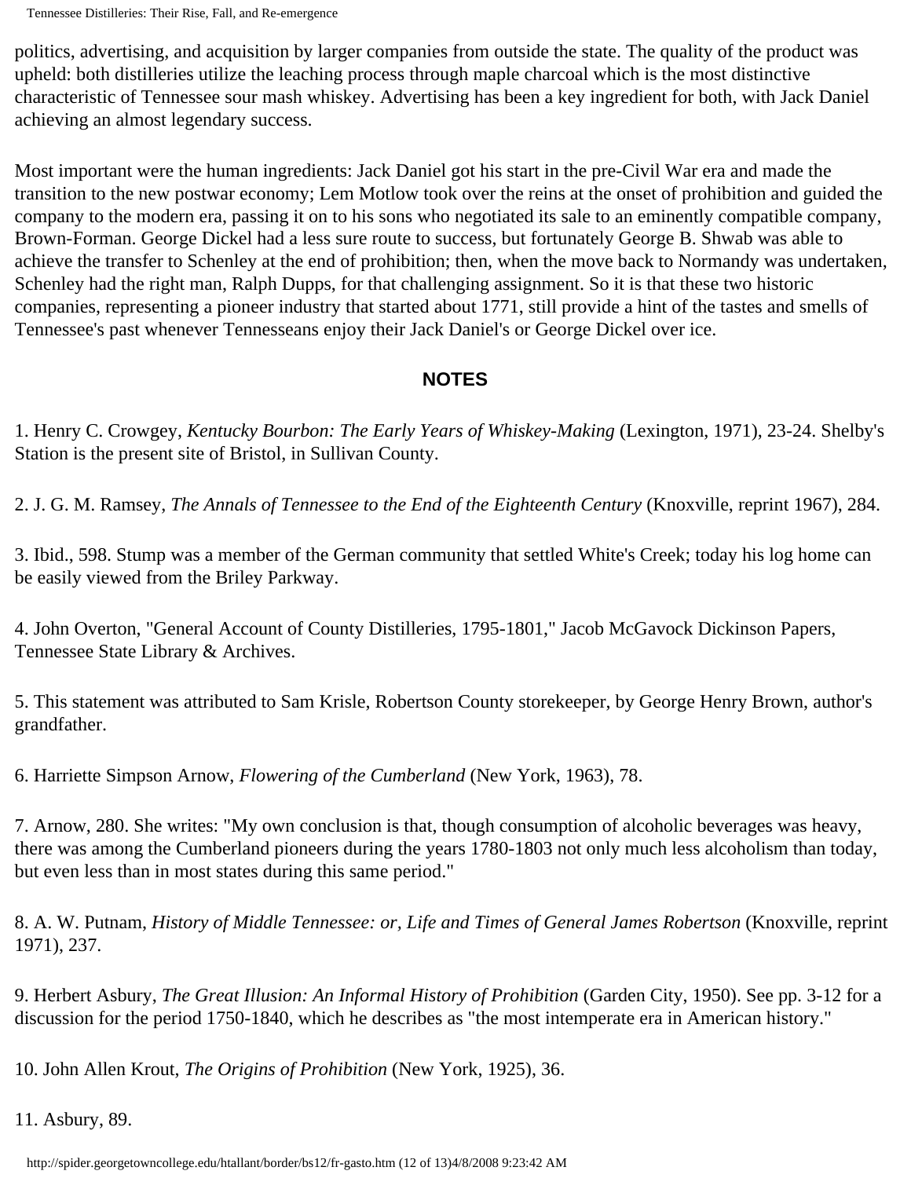politics, advertising, and acquisition by larger companies from outside the state. The quality of the product was upheld: both distilleries utilize the leaching process through maple charcoal which is the most distinctive characteristic of Tennessee sour mash whiskey. Advertising has been a key ingredient for both, with Jack Daniel achieving an almost legendary success.

Most important were the human ingredients: Jack Daniel got his start in the pre-Civil War era and made the transition to the new postwar economy; Lem Motlow took over the reins at the onset of prohibition and guided the company to the modern era, passing it on to his sons who negotiated its sale to an eminently compatible company, Brown-Forman. George Dickel had a less sure route to success, but fortunately George B. Shwab was able to achieve the transfer to Schenley at the end of prohibition; then, when the move back to Normandy was undertaken, Schenley had the right man, Ralph Dupps, for that challenging assignment. So it is that these two historic companies, representing a pioneer industry that started about 1771, still provide a hint of the tastes and smells of Tennessee's past whenever Tennesseans enjoy their Jack Daniel's or George Dickel over ice.

## NOTES

1. Henry C. Crowgey, *Kentucky Bourbon: The Early Years of Whiskey-Making* (Lexington, 1971), 23-24. Shelby's Station is the present site of Bristol, in Sullivan County.

2. J. G. M. Ramsey, *The Annals of Tennessee to the End of the Eighteenth Century* (Knoxville, reprint 1967), 284.

3. Ibid., 598. Stump was a member of the German community that settled White's Creek; today his log home can be easily viewed from the Briley Parkway.

4. John Overton, "General Account of County Distilleries, 1795-1801," Jacob McGavock Dickinson Papers, Tennessee State Library & Archives.

5. This statement was attributed to Sam Krisle, Robertson County storekeeper, by George Henry Brown, author's grandfather.

6. Harriette Simpson Arnow, *Flowering of the Cumberland* (New York, 1963), 78.

7. Arnow, 280. She writes: "My own conclusion is that, though consumption of alcoholic beverages was heavy, there was among the Cumberland pioneers during the years 1780-1803 not only much less alcoholism than today, but even less than in most states during this same period."

8. A. W. Putnam, *History of Middle Tennessee: or, Life and Times of General James Robertson* (Knoxville, reprint 1971), 237.

9. Herbert Asbury, *The Great Illusion: An Informal History of Prohibition* (Garden City, 1950). See pp. 3-12 for a discussion for the period 1750-1840, which he describes as "the most intemperate era in American history."

10. John Allen Krout, *The Origins of Prohibition* (New York, 1925), 36.

11. Asbury, 89.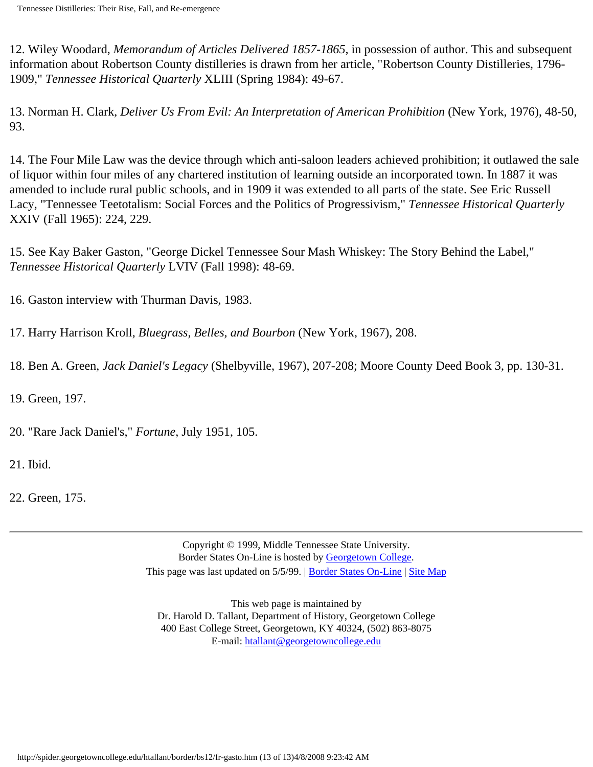12. Wiley Woodard, *Memorandum of Articles Delivered 1857-1865*, in possession of author. This and subsequent information about Robertson County distilleries is drawn from her article, "Robertson County Distilleries, 1796-1909," *Tennessee Historical Quarterly* XLIII (Spring 1984): 49-67.

13. Norman H. Clark, *Deliver Us From Evil: An Interpretation of American Prohibition* (New York, 1976), 48-50, 93.

14. The Four Mile Law was the device through which anti-saloon leaders achieved prohibition; it outlawed the sale of liquor within four miles of any chartered institution of learning outside an incorporated town. In 1887 it was amended to include rural public schools, and in 1909 it was extended to all parts of the state. See Eric Russell Lacy, "Tennessee Teetotalism: Social Forces and the Politics of Progressivism," *Tennessee Historical Quarterly* XXIV (Fall 1965): 224, 229.

15. See Kay Baker Gaston, "George Dickel Tennessee Sour Mash Whiskey: The Story Behind the Label," *Tennessee Historical Quarterly* LVIV (Fall 1998): 48-69.

16. Gaston interview with Thurman Davis, 1983.

17. Harry Harrison Kroll, *Bluegrass, Belles, and Bourbon* (New York, 1967), 208.

18. Ben A. Green, *Jack Daniel's Legacy* (Shelbyville, 1967), 207-208; Moore County Deed Book 3, pp. 130-31.

19. Green, 197.

20. "Rare Jack Daniel's," *Fortune*, July 1951, 105.

21. Ibid.

22. Green, 175.

---

Copyright © 1999, Middle Tennessee State University.
Border States On-Line is hosted by Georgetown College.
This page was last updated on 5/5/99. | Border States On-Line | Site Map

This web page is maintained by
Dr. Harold D. Tallant, Department of History, Georgetown College
400 East College Street, Georgetown, KY 40324, (502) 863-8075
E-mail: htallant@georgetowncollege.edu